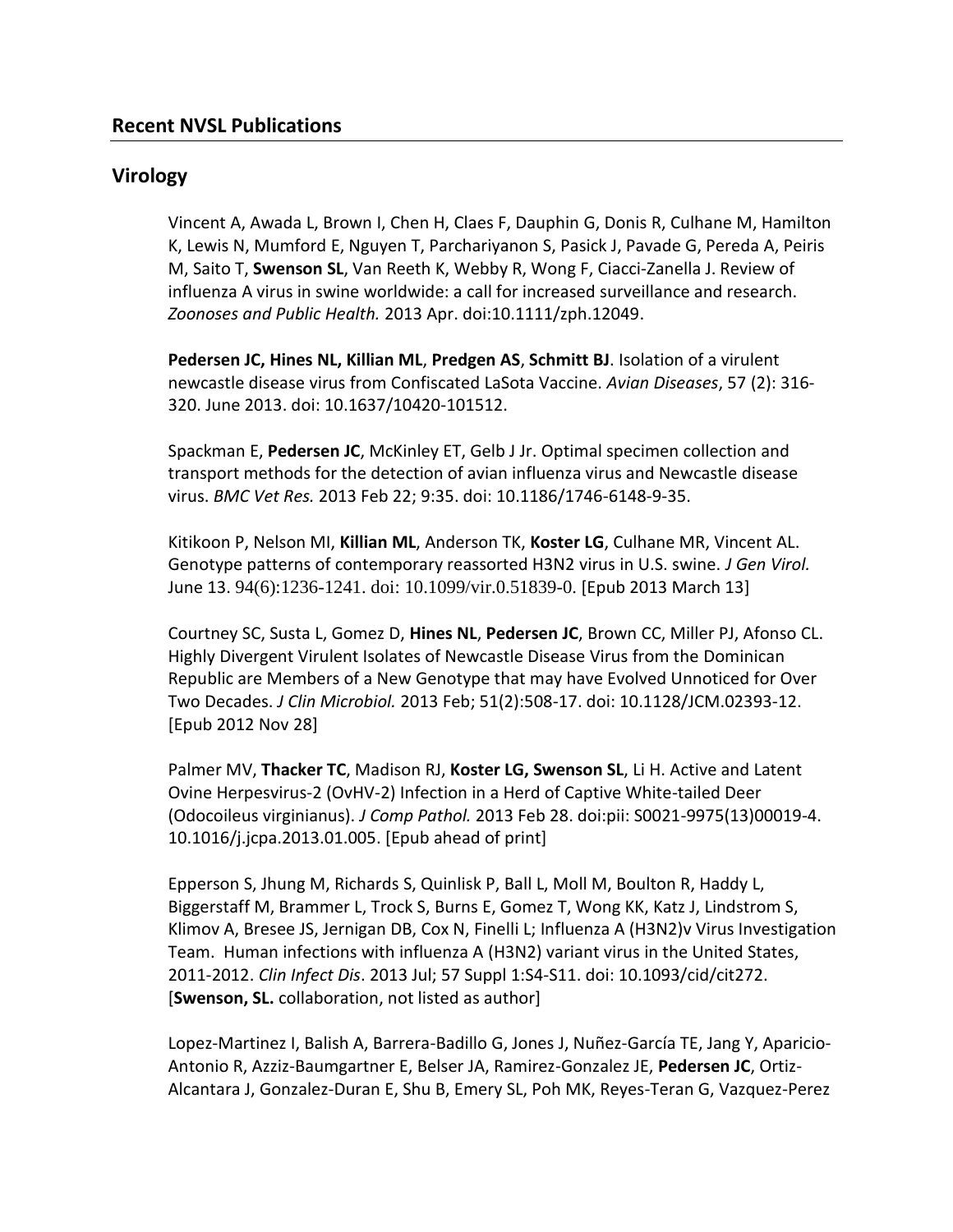## Recent NVSL Publications

## Virology

Vincent A, Awada L, Brown I, Chen H, Claes F, Dauphin G, Donis R, Culhane M, Hamilton K, Lewis N, Mumford E, Nguyen T, Parchariyanon S, Pasick J, Pavade G, Pereda A, Peiris M, Saito T, **Swenson SL**, Van Reeth K, Webby R, Wong F, Ciacci-Zanella J. Review of influenza A virus in swine worldwide: a call for increased surveillance and research. *Zoonoses and Public Health.* 2013 Apr. doi:10.1111/zph.12049.

**Pedersen JC, Hines NL, Killian ML**, **Predgen AS**, **Schmitt BJ**. Isolation of a virulent newcastle disease virus from Confiscated LaSota Vaccine. *Avian Diseases*, 57 (2): 316-320. June 2013. doi: 10.1637/10420-101512.

Spackman E, **Pedersen JC**, McKinley ET, Gelb J Jr. Optimal specimen collection and transport methods for the detection of avian influenza virus and Newcastle disease virus. *BMC Vet Res.* 2013 Feb 22; 9:35. doi: 10.1186/1746-6148-9-35.

Kitikoon P, Nelson MI, **Killian ML**, Anderson TK, **Koster LG**, Culhane MR, Vincent AL. Genotype patterns of contemporary reassorted H3N2 virus in U.S. swine. *J Gen Virol.* June 13. 94(6):1236-1241. doi: 10.1099/vir.0.51839-0. [Epub 2013 March 13]

Courtney SC, Susta L, Gomez D, **Hines NL**, **Pedersen JC**, Brown CC, Miller PJ, Afonso CL. Highly Divergent Virulent Isolates of Newcastle Disease Virus from the Dominican Republic are Members of a New Genotype that may have Evolved Unnoticed for Over Two Decades. *J Clin Microbiol.* 2013 Feb; 51(2):508-17. doi: 10.1128/JCM.02393-12. [Epub 2012 Nov 28]

Palmer MV, **Thacker TC**, Madison RJ, **Koster LG, Swenson SL**, Li H. Active and Latent Ovine Herpesvirus-2 (OvHV-2) Infection in a Herd of Captive White-tailed Deer (Odocoileus virginianus). *J Comp Pathol.* 2013 Feb 28. doi:pii: S0021-9975(13)00019-4. 10.1016/j.jcpa.2013.01.005. [Epub ahead of print]

Epperson S, Jhung M, Richards S, Quinlisk P, Ball L, Moll M, Boulton R, Haddy L, Biggerstaff M, Brammer L, Trock S, Burns E, Gomez T, Wong KK, Katz J, Lindstrom S, Klimov A, Bresee JS, Jernigan DB, Cox N, Finelli L; Influenza A (H3N2)v Virus Investigation Team. Human infections with influenza A (H3N2) variant virus in the United States, 2011-2012. *Clin Infect Dis*. 2013 Jul; 57 Suppl 1:S4-S11. doi: 10.1093/cid/cit272. [**Swenson, SL.** collaboration, not listed as author]

Lopez-Martinez I, Balish A, Barrera-Badillo G, Jones J, Nuñez-García TE, Jang Y, Aparicio-Antonio R, Azziz-Baumgartner E, Belser JA, Ramirez-Gonzalez JE, **Pedersen JC**, Ortiz-Alcantara J, Gonzalez-Duran E, Shu B, Emery SL, Poh MK, Reyes-Teran G, Vazquez-Perez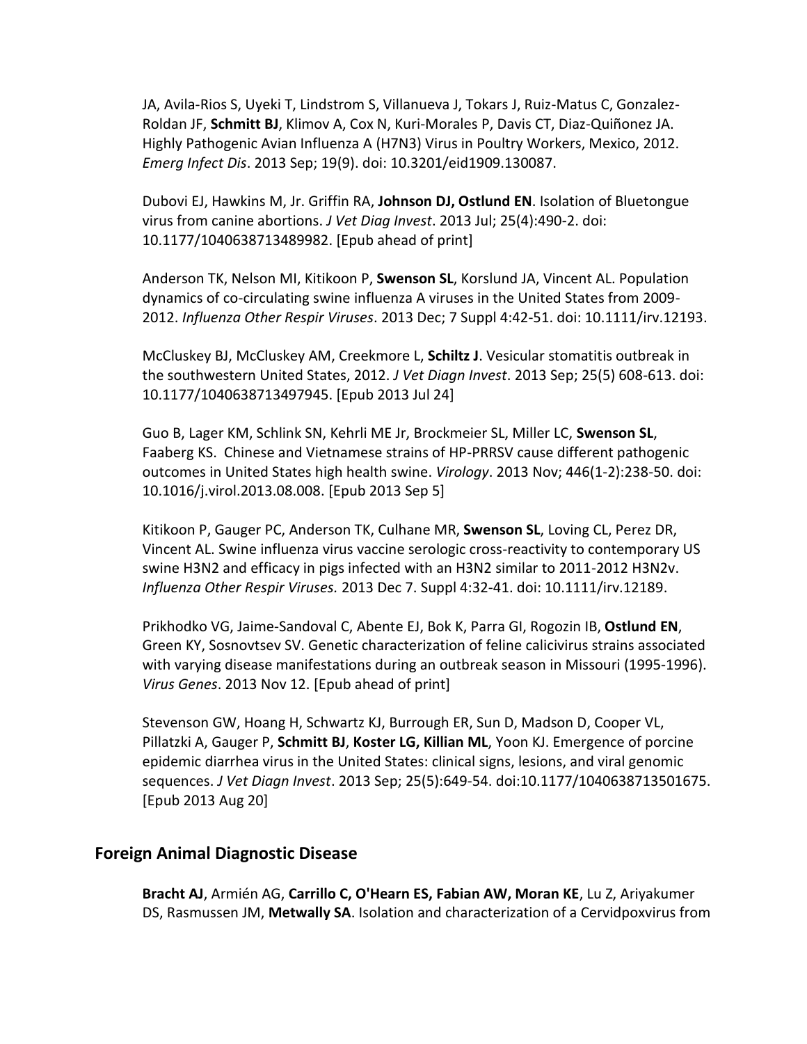JA, Avila-Rios S, Uyeki T, Lindstrom S, Villanueva J, Tokars J, Ruiz-Matus C, Gonzalez-Roldan JF, **Schmitt BJ**, Klimov A, Cox N, Kuri-Morales P, Davis CT, Diaz-Quiñonez JA. Highly Pathogenic Avian Influenza A (H7N3) Virus in Poultry Workers, Mexico, 2012. *Emerg Infect Dis*. 2013 Sep; 19(9). doi: 10.3201/eid1909.130087.

Dubovi EJ, Hawkins M, Jr. Griffin RA, **Johnson DJ, Ostlund EN**. Isolation of Bluetongue virus from canine abortions. *J Vet Diag Invest*. 2013 Jul; 25(4):490-2. doi: 10.1177/1040638713489982. [Epub ahead of print]

Anderson TK, Nelson MI, Kitikoon P, **Swenson SL**, Korslund JA, Vincent AL. Population dynamics of co-circulating swine influenza A viruses in the United States from 2009-2012. *Influenza Other Respir Viruses*. 2013 Dec; 7 Suppl 4:42-51. doi: 10.1111/irv.12193.

McCluskey BJ, McCluskey AM, Creekmore L, **Schiltz J**. Vesicular stomatitis outbreak in the southwestern United States, 2012. *J Vet Diagn Invest*. 2013 Sep; 25(5) 608-613. doi: 10.1177/1040638713497945. [Epub 2013 Jul 24]

Guo B, Lager KM, Schlink SN, Kehrli ME Jr, Brockmeier SL, Miller LC, **Swenson SL**, Faaberg KS. Chinese and Vietnamese strains of HP-PRRSV cause different pathogenic outcomes in United States high health swine. *Virology*. 2013 Nov; 446(1-2):238-50. doi: 10.1016/j.virol.2013.08.008. [Epub 2013 Sep 5]

Kitikoon P, Gauger PC, Anderson TK, Culhane MR, **Swenson SL**, Loving CL, Perez DR, Vincent AL. Swine influenza virus vaccine serologic cross-reactivity to contemporary US swine H3N2 and efficacy in pigs infected with an H3N2 similar to 2011-2012 H3N2v. *Influenza Other Respir Viruses.* 2013 Dec 7. Suppl 4:32-41. doi: 10.1111/irv.12189.

Prikhodko VG, Jaime-Sandoval C, Abente EJ, Bok K, Parra GI, Rogozin IB, **Ostlund EN**, Green KY, Sosnovtsev SV. Genetic characterization of feline calicivirus strains associated with varying disease manifestations during an outbreak season in Missouri (1995-1996). *Virus Genes*. 2013 Nov 12. [Epub ahead of print]

Stevenson GW, Hoang H, Schwartz KJ, Burrough ER, Sun D, Madson D, Cooper VL, Pillatzki A, Gauger P, **Schmitt BJ**, **Koster LG, Killian ML**, Yoon KJ. Emergence of porcine epidemic diarrhea virus in the United States: clinical signs, lesions, and viral genomic sequences. *J Vet Diagn Invest*. 2013 Sep; 25(5):649-54. doi:10.1177/1040638713501675. [Epub 2013 Aug 20]

## Foreign Animal Diagnostic Disease

**Bracht AJ**, Armién AG, **Carrillo C, O'Hearn ES, Fabian AW, Moran KE**, Lu Z, Ariyakumer DS, Rasmussen JM, **Metwally SA**. Isolation and characterization of a Cervidpoxvirus from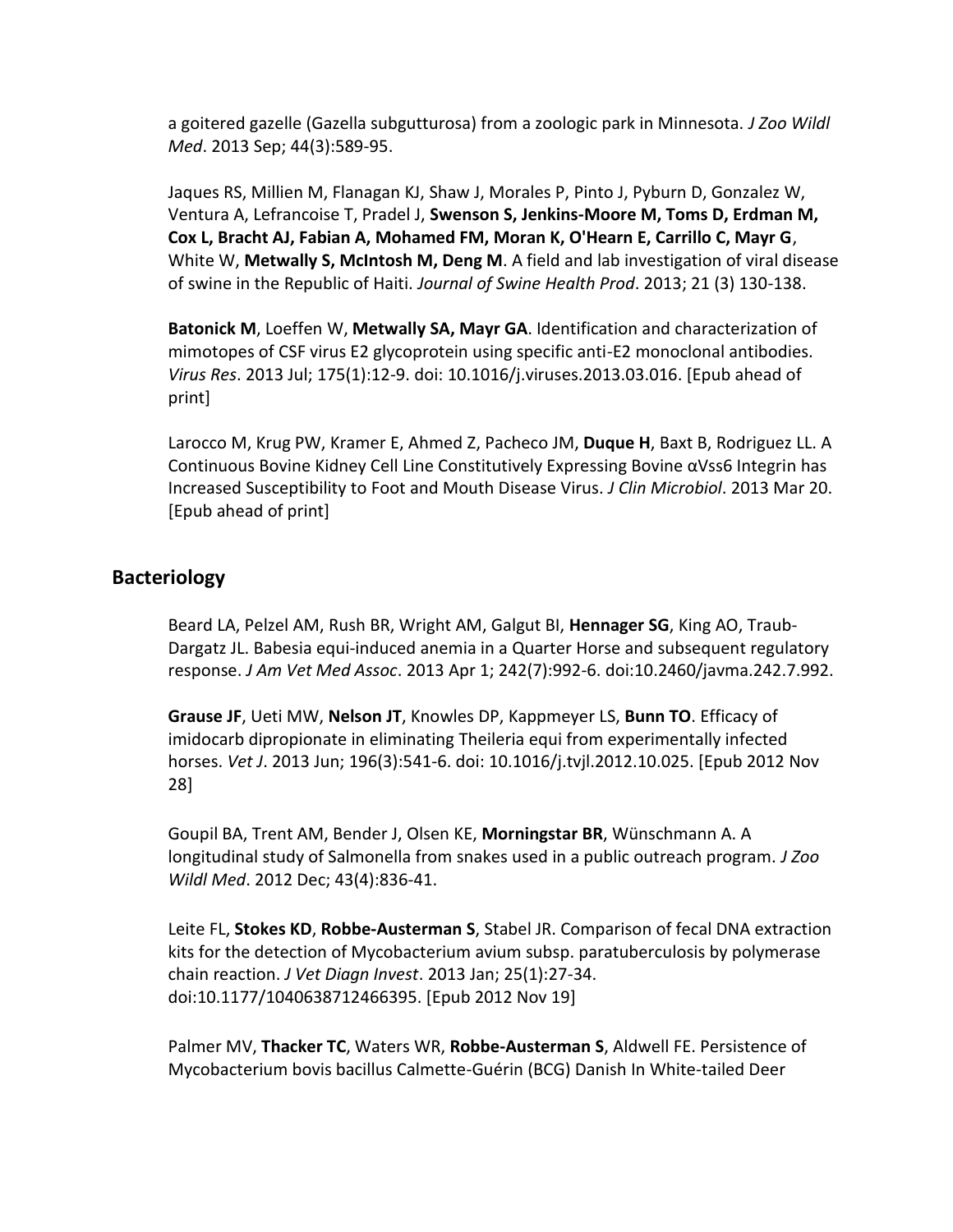a goitered gazelle (Gazella subgutturosa) from a zoologic park in Minnesota. *J Zoo Wildl Med*. 2013 Sep; 44(3):589-95.

Jaques RS, Millien M, Flanagan KJ, Shaw J, Morales P, Pinto J, Pyburn D, Gonzalez W, Ventura A, Lefrancoise T, Pradel J, **Swenson S, Jenkins-Moore M, Toms D, Erdman M, Cox L, Bracht AJ, Fabian A, Mohamed FM, Moran K, O'Hearn E, Carrillo C, Mayr G**, White W, **Metwally S, McIntosh M, Deng M**. A field and lab investigation of viral disease of swine in the Republic of Haiti. *Journal of Swine Health Prod*. 2013; 21 (3) 130-138.

**Batonick M**, Loeffen W, **Metwally SA, Mayr GA**. Identification and characterization of mimotopes of CSF virus E2 glycoprotein using specific anti-E2 monoclonal antibodies. *Virus Res*. 2013 Jul; 175(1):12-9. doi: 10.1016/j.viruses.2013.03.016. [Epub ahead of print]

Larocco M, Krug PW, Kramer E, Ahmed Z, Pacheco JM, **Duque H**, Baxt B, Rodriguez LL. A Continuous Bovine Kidney Cell Line Constitutively Expressing Bovine αVss6 Integrin has Increased Susceptibility to Foot and Mouth Disease Virus. *J Clin Microbiol*. 2013 Mar 20. [Epub ahead of print]

## Bacteriology

Beard LA, Pelzel AM, Rush BR, Wright AM, Galgut BI, **Hennager SG**, King AO, Traub-Dargatz JL. Babesia equi-induced anemia in a Quarter Horse and subsequent regulatory response. *J Am Vet Med Assoc*. 2013 Apr 1; 242(7):992-6. doi:10.2460/javma.242.7.992.

**Grause JF**, Ueti MW, **Nelson JT**, Knowles DP, Kappmeyer LS, **Bunn TO**. Efficacy of imidocarb dipropionate in eliminating Theileria equi from experimentally infected horses. *Vet J*. 2013 Jun; 196(3):541-6. doi: 10.1016/j.tvjl.2012.10.025. [Epub 2012 Nov 28]

Goupil BA, Trent AM, Bender J, Olsen KE, **Morningstar BR**, Wünschmann A. A longitudinal study of Salmonella from snakes used in a public outreach program. *J Zoo Wildl Med*. 2012 Dec; 43(4):836-41.

Leite FL, **Stokes KD**, **Robbe-Austerman S**, Stabel JR. Comparison of fecal DNA extraction kits for the detection of Mycobacterium avium subsp. paratuberculosis by polymerase chain reaction. *J Vet Diagn Invest*. 2013 Jan; 25(1):27-34. doi:10.1177/1040638712466395. [Epub 2012 Nov 19]

Palmer MV, **Thacker TC**, Waters WR, **Robbe-Austerman S**, Aldwell FE. Persistence of Mycobacterium bovis bacillus Calmette-Guérin (BCG) Danish In White-tailed Deer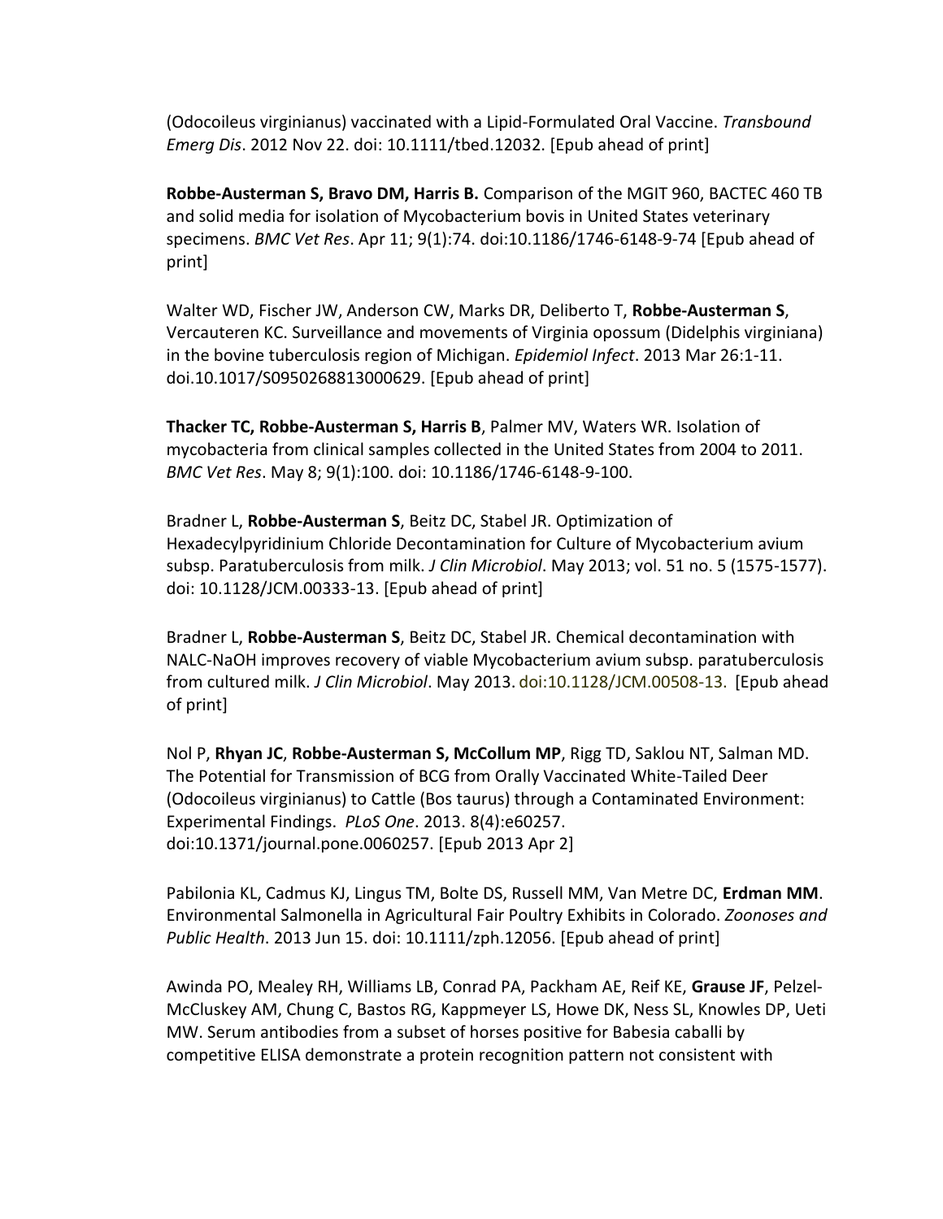(Odocoileus virginianus) vaccinated with a Lipid-Formulated Oral Vaccine. *Transbound Emerg Dis*. 2012 Nov 22. doi: 10.1111/tbed.12032. [Epub ahead of print]

**Robbe-Austerman S, Bravo DM, Harris B.** Comparison of the MGIT 960, BACTEC 460 TB and solid media for isolation of Mycobacterium bovis in United States veterinary specimens. *BMC Vet Res*. Apr 11; 9(1):74. doi:10.1186/1746-6148-9-74 [Epub ahead of print]

Walter WD, Fischer JW, Anderson CW, Marks DR, Deliberto T, **Robbe-Austerman S**, Vercauteren KC. Surveillance and movements of Virginia opossum (Didelphis virginiana) in the bovine tuberculosis region of Michigan. *Epidemiol Infect*. 2013 Mar 26:1-11. doi.10.1017/S0950268813000629. [Epub ahead of print]

**Thacker TC, Robbe-Austerman S, Harris B**, Palmer MV, Waters WR. Isolation of mycobacteria from clinical samples collected in the United States from 2004 to 2011. *BMC Vet Res*. May 8; 9(1):100. doi: 10.1186/1746-6148-9-100.

Bradner L, **Robbe-Austerman S**, Beitz DC, Stabel JR. Optimization of Hexadecylpyridinium Chloride Decontamination for Culture of Mycobacterium avium subsp. Paratuberculosis from milk. *J Clin Microbiol*. May 2013; vol. 51 no. 5 (1575-1577). doi: 10.1128/JCM.00333-13. [Epub ahead of print]

Bradner L, **Robbe-Austerman S**, Beitz DC, Stabel JR. Chemical decontamination with NALC-NaOH improves recovery of viable Mycobacterium avium subsp. paratuberculosis from cultured milk. *J Clin Microbiol*. May 2013. doi:10.1128/JCM.00508-13. [Epub ahead of print]

Nol P, **Rhyan JC**, **Robbe-Austerman S, McCollum MP**, Rigg TD, Saklou NT, Salman MD. The Potential for Transmission of BCG from Orally Vaccinated White-Tailed Deer (Odocoileus virginianus) to Cattle (Bos taurus) through a Contaminated Environment: Experimental Findings. *PLoS One*. 2013. 8(4):e60257. doi:10.1371/journal.pone.0060257. [Epub 2013 Apr 2]

Pabilonia KL, Cadmus KJ, Lingus TM, Bolte DS, Russell MM, Van Metre DC, **Erdman MM**. Environmental Salmonella in Agricultural Fair Poultry Exhibits in Colorado. *Zoonoses and Public Health*. 2013 Jun 15. doi: 10.1111/zph.12056. [Epub ahead of print]

Awinda PO, Mealey RH, Williams LB, Conrad PA, Packham AE, Reif KE, **Grause JF**, Pelzel-McCluskey AM, Chung C, Bastos RG, Kappmeyer LS, Howe DK, Ness SL, Knowles DP, Ueti MW. Serum antibodies from a subset of horses positive for Babesia caballi by competitive ELISA demonstrate a protein recognition pattern not consistent with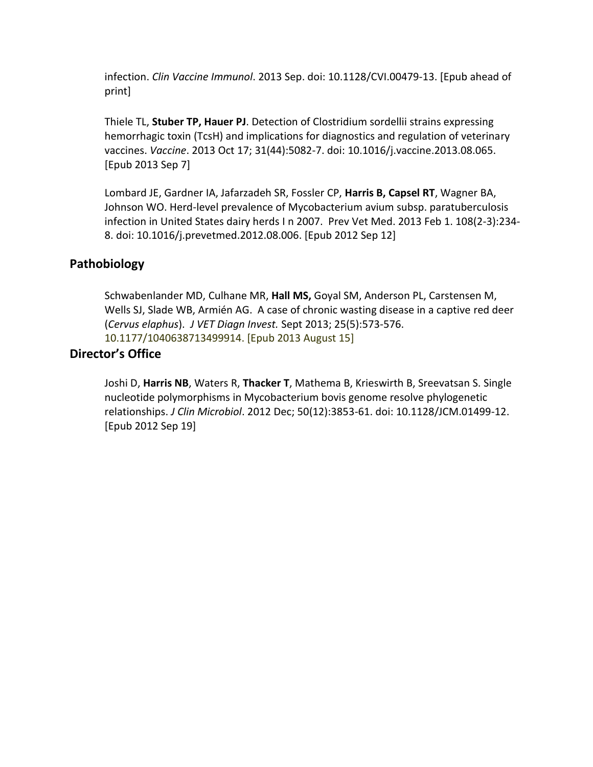infection. *Clin Vaccine Immunol*. 2013 Sep. doi: 10.1128/CVI.00479-13. [Epub ahead of print]

Thiele TL, **Stuber TP, Hauer PJ**. Detection of Clostridium sordellii strains expressing hemorrhagic toxin (TcsH) and implications for diagnostics and regulation of veterinary vaccines. *Vaccine*. 2013 Oct 17; 31(44):5082-7. doi: 10.1016/j.vaccine.2013.08.065. [Epub 2013 Sep 7]

Lombard JE, Gardner IA, Jafarzadeh SR, Fossler CP, **Harris B, Capsel RT**, Wagner BA, Johnson WO. Herd-level prevalence of Mycobacterium avium subsp. paratuberculosis infection in United States dairy herds I n 2007. Prev Vet Med. 2013 Feb 1. 108(2-3):234-8. doi: 10.1016/j.prevetmed.2012.08.006. [Epub 2012 Sep 12]

## Pathobiology

Schwabenlander MD, Culhane MR, **Hall MS,** Goyal SM, Anderson PL, Carstensen M, Wells SJ, Slade WB, Armién AG. A case of chronic wasting disease in a captive red deer (*Cervus elaphus*). *J VET Diagn Invest.* Sept 2013; 25(5):573-576. 10.1177/1040638713499914. [Epub 2013 August 15]

## Director's Office

Joshi D, **Harris NB**, Waters R, **Thacker T**, Mathema B, Krieswirth B, Sreevatsan S. Single nucleotide polymorphisms in Mycobacterium bovis genome resolve phylogenetic relationships. *J Clin Microbiol*. 2012 Dec; 50(12):3853-61. doi: 10.1128/JCM.01499-12. [Epub 2012 Sep 19]